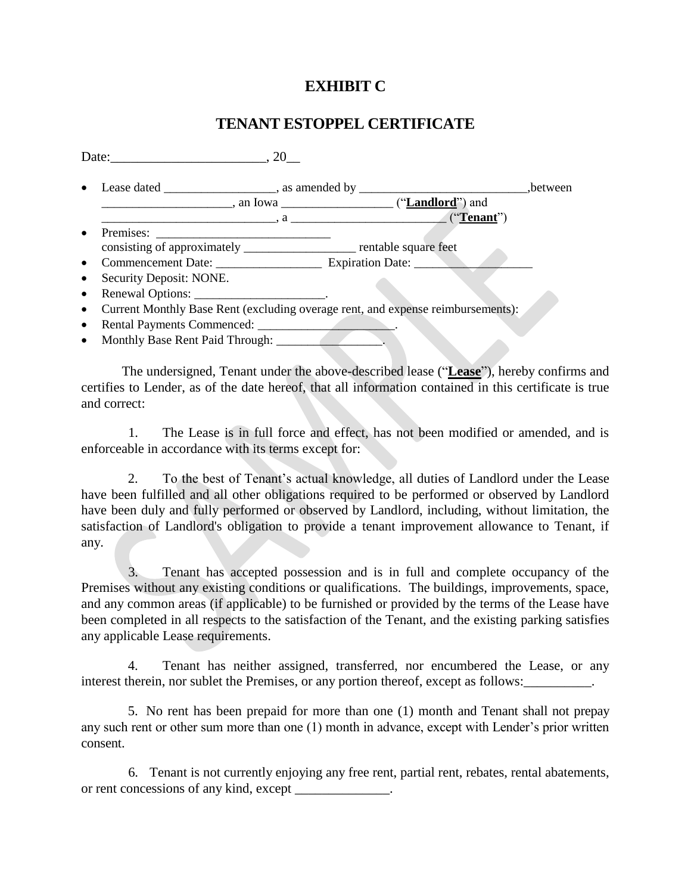# EXHIBIT C

## TENANT ESTOPPEL CERTIFICATE

Date:_______________________, 20__

- Lease dated _________________, as amended by __________________________,between ____________________, an Iowa _________________ ("**Landlord**") and ___________________________, a ________________________ ("**Tenant**")
- Premises: ____________________________ consisting of approximately __________________ rentable square feet
- Commencement Date: _________________ Expiration Date: ___________________
- Security Deposit: NONE.
- Renewal Options: _____________________.
- Current Monthly Base Rent (excluding overage rent, and expense reimbursements):
- Rental Payments Commenced: ______________________.
- Monthly Base Rent Paid Through: _________________.

The undersigned, Tenant under the above-described lease ("**Lease**"), hereby confirms and certifies to Lender, as of the date hereof, that all information contained in this certificate is true and correct:

1. The Lease is in full force and effect, has not been modified or amended, and is enforceable in accordance with its terms except for:

2. To the best of Tenant's actual knowledge, all duties of Landlord under the Lease have been fulfilled and all other obligations required to be performed or observed by Landlord have been duly and fully performed or observed by Landlord, including, without limitation, the satisfaction of Landlord's obligation to provide a tenant improvement allowance to Tenant, if any.

3. Tenant has accepted possession and is in full and complete occupancy of the Premises without any existing conditions or qualifications. The buildings, improvements, space, and any common areas (if applicable) to be furnished or provided by the terms of the Lease have been completed in all respects to the satisfaction of the Tenant, and the existing parking satisfies any applicable Lease requirements.

4. Tenant has neither assigned, transferred, nor encumbered the Lease, or any interest therein, nor sublet the Premises, or any portion thereof, except as follows:__________.

5. No rent has been prepaid for more than one (1) month and Tenant shall not prepay any such rent or other sum more than one (1) month in advance, except with Lender's prior written consent.

6. Tenant is not currently enjoying any free rent, partial rent, rebates, rental abatements, or rent concessions of any kind, except ______________.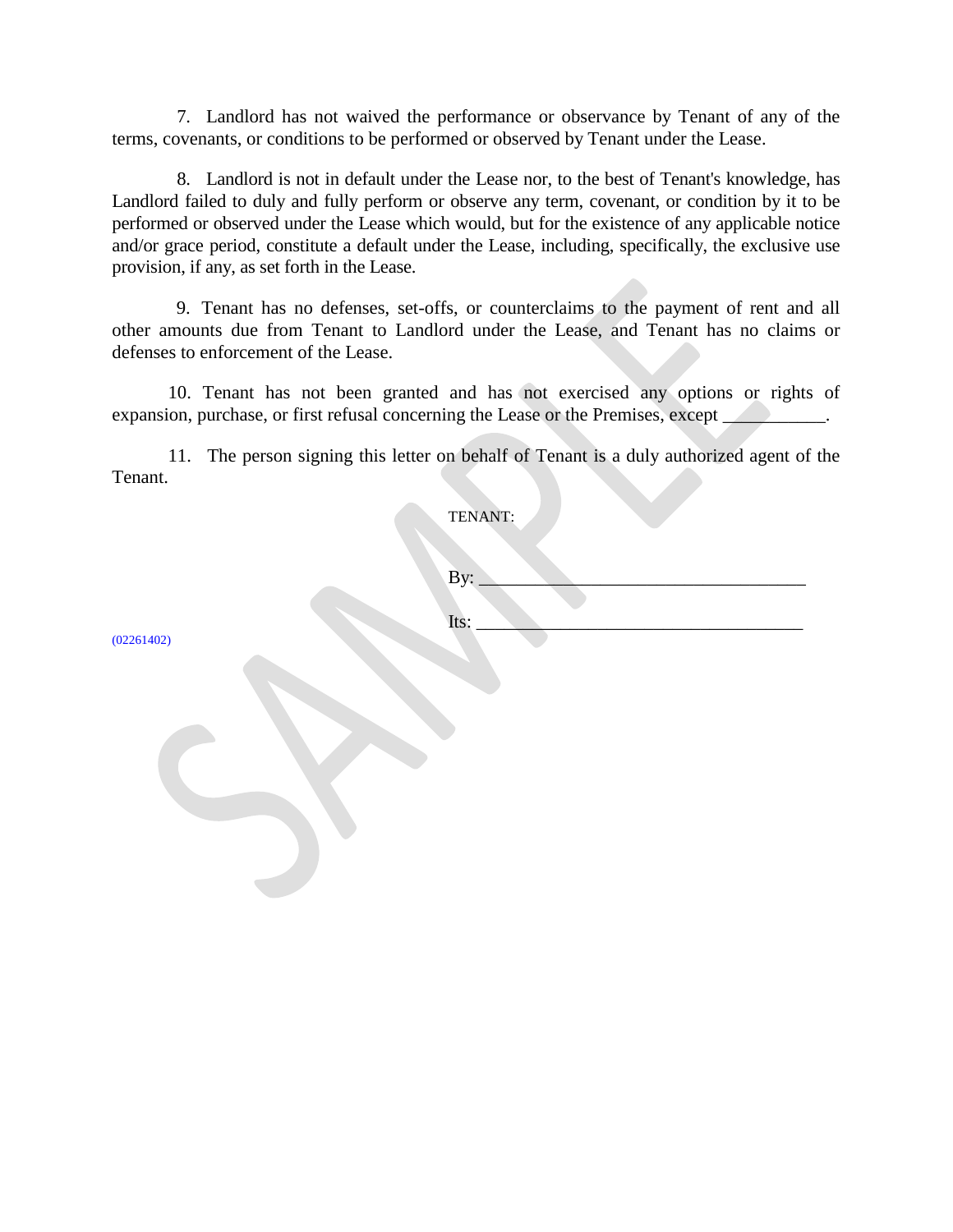7. Landlord has not waived the performance or observance by Tenant of any of the terms, covenants, or conditions to be performed or observed by Tenant under the Lease.

8. Landlord is not in default under the Lease nor, to the best of Tenant's knowledge, has Landlord failed to duly and fully perform or observe any term, covenant, or condition by it to be performed or observed under the Lease which would, but for the existence of any applicable notice and/or grace period, constitute a default under the Lease, including, specifically, the exclusive use provision, if any, as set forth in the Lease.

9. Tenant has no defenses, set-offs, or counterclaims to the payment of rent and all other amounts due from Tenant to Landlord under the Lease, and Tenant has no claims or defenses to enforcement of the Lease.

10. Tenant has not been granted and has not exercised any options or rights of expansion, purchase, or first refusal concerning the Lease or the Premises, except ___________.

11. The person signing this letter on behalf of Tenant is a duly authorized agent of the Tenant.

TENANT:

By: ____________________________________

Its: ____________________________________

(02261402)